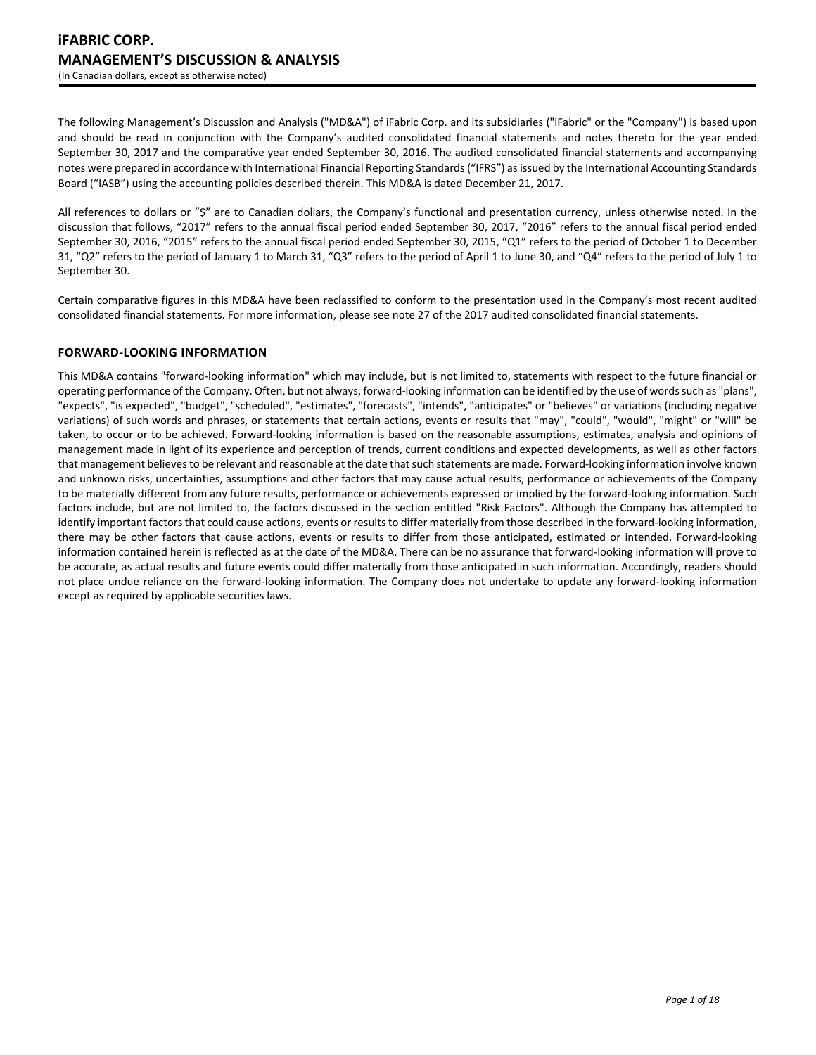# iFABRIC CORP.
# MANAGEMENT'S DISCUSSION & ANALYSIS

(In Canadian dollars, except as otherwise noted)

The following Management's Discussion and Analysis ("MD&A") of iFabric Corp. and its subsidiaries ("iFabric" or the "Company") is based upon and should be read in conjunction with the Company's audited consolidated financial statements and notes thereto for the year ended September 30, 2017 and the comparative year ended September 30, 2016. The audited consolidated financial statements and accompanying notes were prepared in accordance with International Financial Reporting Standards ("IFRS") as issued by the International Accounting Standards Board ("IASB") using the accounting policies described therein. This MD&A is dated December 21, 2017.

All references to dollars or "$" are to Canadian dollars, the Company's functional and presentation currency, unless otherwise noted. In the discussion that follows, "2017" refers to the annual fiscal period ended September 30, 2017, "2016" refers to the annual fiscal period ended September 30, 2016, "2015" refers to the annual fiscal period ended September 30, 2015, "Q1" refers to the period of October 1 to December 31, "Q2" refers to the period of January 1 to March 31, "Q3" refers to the period of April 1 to June 30, and "Q4" refers to the period of July 1 to September 30.

Certain comparative figures in this MD&A have been reclassified to conform to the presentation used in the Company's most recent audited consolidated financial statements. For more information, please see note 27 of the 2017 audited consolidated financial statements.

## FORWARD-LOOKING INFORMATION

This MD&A contains "forward-looking information" which may include, but is not limited to, statements with respect to the future financial or operating performance of the Company. Often, but not always, forward-looking information can be identified by the use of words such as "plans", "expects", "is expected", "budget", "scheduled", "estimates", "forecasts", "intends", "anticipates" or "believes" or variations (including negative variations) of such words and phrases, or statements that certain actions, events or results that "may", "could", "would", "might" or "will" be taken, to occur or to be achieved. Forward-looking information is based on the reasonable assumptions, estimates, analysis and opinions of management made in light of its experience and perception of trends, current conditions and expected developments, as well as other factors that management believes to be relevant and reasonable at the date that such statements are made. Forward-looking information involve known and unknown risks, uncertainties, assumptions and other factors that may cause actual results, performance or achievements of the Company to be materially different from any future results, performance or achievements expressed or implied by the forward-looking information. Such factors include, but are not limited to, the factors discussed in the section entitled "Risk Factors". Although the Company has attempted to identify important factors that could cause actions, events or results to differ materially from those described in the forward-looking information, there may be other factors that cause actions, events or results to differ from those anticipated, estimated or intended. Forward-looking information contained herein is reflected as at the date of the MD&A. There can be no assurance that forward-looking information will prove to be accurate, as actual results and future events could differ materially from those anticipated in such information. Accordingly, readers should not place undue reliance on the forward-looking information. The Company does not undertake to update any forward-looking information except as required by applicable securities laws.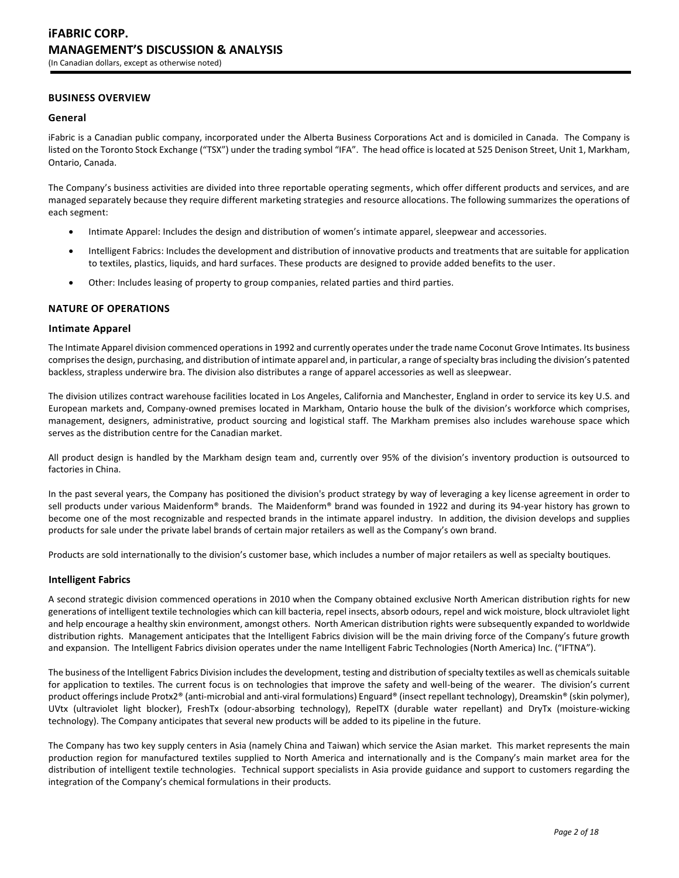## BUSINESS OVERVIEW

### General

iFabric is a Canadian public company, incorporated under the Alberta Business Corporations Act and is domiciled in Canada. The Company is listed on the Toronto Stock Exchange ("TSX") under the trading symbol "IFA". The head office is located at 525 Denison Street, Unit 1, Markham, Ontario, Canada.

The Company's business activities are divided into three reportable operating segments, which offer different products and services, and are managed separately because they require different marketing strategies and resource allocations. The following summarizes the operations of each segment:

- Intimate Apparel: Includes the design and distribution of women's intimate apparel, sleepwear and accessories.
- Intelligent Fabrics: Includes the development and distribution of innovative products and treatments that are suitable for application to textiles, plastics, liquids, and hard surfaces. These products are designed to provide added benefits to the user.
- Other: Includes leasing of property to group companies, related parties and third parties.

## NATURE OF OPERATIONS

### Intimate Apparel

The Intimate Apparel division commenced operations in 1992 and currently operates under the trade name Coconut Grove Intimates. Its business comprises the design, purchasing, and distribution of intimate apparel and, in particular, a range of specialty bras including the division's patented backless, strapless underwire bra. The division also distributes a range of apparel accessories as well as sleepwear.

The division utilizes contract warehouse facilities located in Los Angeles, California and Manchester, England in order to service its key U.S. and European markets and, Company-owned premises located in Markham, Ontario house the bulk of the division's workforce which comprises, management, designers, administrative, product sourcing and logistical staff. The Markham premises also includes warehouse space which serves as the distribution centre for the Canadian market.

All product design is handled by the Markham design team and, currently over 95% of the division's inventory production is outsourced to factories in China.

In the past several years, the Company has positioned the division's product strategy by way of leveraging a key license agreement in order to sell products under various Maidenform® brands. The Maidenform® brand was founded in 1922 and during its 94-year history has grown to become one of the most recognizable and respected brands in the intimate apparel industry. In addition, the division develops and supplies products for sale under the private label brands of certain major retailers as well as the Company's own brand.

Products are sold internationally to the division's customer base, which includes a number of major retailers as well as specialty boutiques.

### Intelligent Fabrics

A second strategic division commenced operations in 2010 when the Company obtained exclusive North American distribution rights for new generations of intelligent textile technologies which can kill bacteria, repel insects, absorb odours, repel and wick moisture, block ultraviolet light and help encourage a healthy skin environment, amongst others. North American distribution rights were subsequently expanded to worldwide distribution rights. Management anticipates that the Intelligent Fabrics division will be the main driving force of the Company's future growth and expansion. The Intelligent Fabrics division operates under the name Intelligent Fabric Technologies (North America) Inc. ("IFTNA").

The business of the Intelligent Fabrics Division includes the development, testing and distribution of specialty textiles as well as chemicals suitable for application to textiles. The current focus is on technologies that improve the safety and well-being of the wearer. The division's current product offerings include Protx2® (anti-microbial and anti-viral formulations) Enguard® (insect repellant technology), Dreamskin® (skin polymer), UVtx (ultraviolet light blocker), FreshTx (odour-absorbing technology), RepelTX (durable water repellant) and DryTx (moisture-wicking technology). The Company anticipates that several new products will be added to its pipeline in the future.

The Company has two key supply centers in Asia (namely China and Taiwan) which service the Asian market. This market represents the main production region for manufactured textiles supplied to North America and internationally and is the Company's main market area for the distribution of intelligent textile technologies. Technical support specialists in Asia provide guidance and support to customers regarding the integration of the Company's chemical formulations in their products.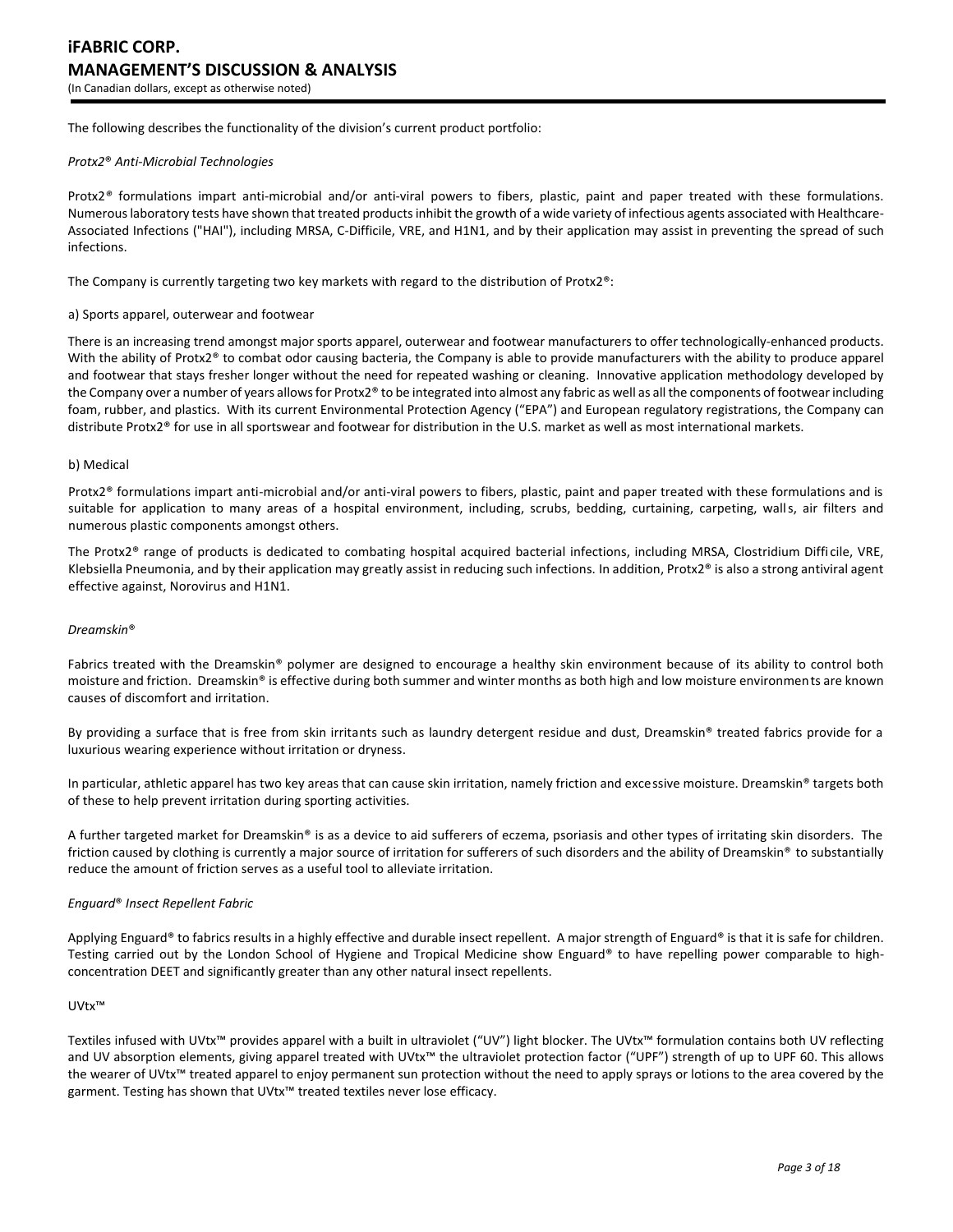The following describes the functionality of the division's current product portfolio:

*Protx2® Anti-Microbial Technologies*

Protx2® formulations impart anti-microbial and/or anti-viral powers to fibers, plastic, paint and paper treated with these formulations. Numerous laboratory tests have shown that treated products inhibit the growth of a wide variety of infectious agents associated with Healthcare-Associated Infections ("HAI"), including MRSA, C-Difficile, VRE, and H1N1, and by their application may assist in preventing the spread of such infections.

The Company is currently targeting two key markets with regard to the distribution of Protx2®:

a) Sports apparel, outerwear and footwear

There is an increasing trend amongst major sports apparel, outerwear and footwear manufacturers to offer technologically-enhanced products. With the ability of Protx2® to combat odor causing bacteria, the Company is able to provide manufacturers with the ability to produce apparel and footwear that stays fresher longer without the need for repeated washing or cleaning. Innovative application methodology developed by the Company over a number of years allows for Protx2® to be integrated into almost any fabric as well as all the components of footwear including foam, rubber, and plastics. With its current Environmental Protection Agency ("EPA") and European regulatory registrations, the Company can distribute Protx2® for use in all sportswear and footwear for distribution in the U.S. market as well as most international markets.

b) Medical

Protx2® formulations impart anti-microbial and/or anti-viral powers to fibers, plastic, paint and paper treated with these formulations and is suitable for application to many areas of a hospital environment, including, scrubs, bedding, curtaining, carpeting, walls, air filters and numerous plastic components amongst others.

The Protx2® range of products is dedicated to combating hospital acquired bacterial infections, including MRSA, Clostridium Difficile, VRE, Klebsiella Pneumonia, and by their application may greatly assist in reducing such infections. In addition, Protx2® is also a strong antiviral agent effective against, Norovirus and H1N1.

*Dreamskin®*

Fabrics treated with the Dreamskin® polymer are designed to encourage a healthy skin environment because of its ability to control both moisture and friction. Dreamskin® is effective during both summer and winter months as both high and low moisture environments are known causes of discomfort and irritation.

By providing a surface that is free from skin irritants such as laundry detergent residue and dust, Dreamskin® treated fabrics provide for a luxurious wearing experience without irritation or dryness.

In particular, athletic apparel has two key areas that can cause skin irritation, namely friction and excessive moisture. Dreamskin® targets both of these to help prevent irritation during sporting activities.

A further targeted market for Dreamskin® is as a device to aid sufferers of eczema, psoriasis and other types of irritating skin disorders. The friction caused by clothing is currently a major source of irritation for sufferers of such disorders and the ability of Dreamskin® to substantially reduce the amount of friction serves as a useful tool to alleviate irritation.

*Enguard® Insect Repellent Fabric*

Applying Enguard® to fabrics results in a highly effective and durable insect repellent. A major strength of Enguard® is that it is safe for children. Testing carried out by the London School of Hygiene and Tropical Medicine show Enguard® to have repelling power comparable to high-concentration DEET and significantly greater than any other natural insect repellents.

UVtx™

Textiles infused with UVtx™ provides apparel with a built in ultraviolet ("UV") light blocker. The UVtx™ formulation contains both UV reflecting and UV absorption elements, giving apparel treated with UVtx™ the ultraviolet protection factor ("UPF") strength of up to UPF 60. This allows the wearer of UVtx™ treated apparel to enjoy permanent sun protection without the need to apply sprays or lotions to the area covered by the garment. Testing has shown that UVtx™ treated textiles never lose efficacy.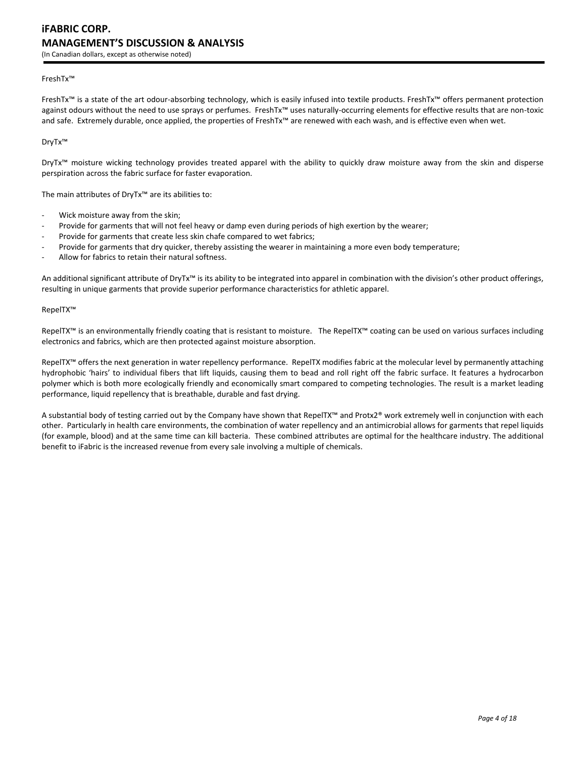FreshTx™

FreshTx™ is a state of the art odour-absorbing technology, which is easily infused into textile products. FreshTx™ offers permanent protection against odours without the need to use sprays or perfumes. FreshTx™ uses naturally-occurring elements for effective results that are non-toxic and safe. Extremely durable, once applied, the properties of FreshTx™ are renewed with each wash, and is effective even when wet.

DryTx™

DryTx™ moisture wicking technology provides treated apparel with the ability to quickly draw moisture away from the skin and disperse perspiration across the fabric surface for faster evaporation.

The main attributes of DryTx™ are its abilities to:

- Wick moisture away from the skin;
- Provide for garments that will not feel heavy or damp even during periods of high exertion by the wearer;
- Provide for garments that create less skin chafe compared to wet fabrics;
- Provide for garments that dry quicker, thereby assisting the wearer in maintaining a more even body temperature;
- Allow for fabrics to retain their natural softness.

An additional significant attribute of DryTx™ is its ability to be integrated into apparel in combination with the division's other product offerings, resulting in unique garments that provide superior performance characteristics for athletic apparel.

RepelTX™

RepelTX™ is an environmentally friendly coating that is resistant to moisture. The RepelTX™ coating can be used on various surfaces including electronics and fabrics, which are then protected against moisture absorption.

RepelTX™ offers the next generation in water repellency performance. RepelTX modifies fabric at the molecular level by permanently attaching hydrophobic 'hairs' to individual fibers that lift liquids, causing them to bead and roll right off the fabric surface. It features a hydrocarbon polymer which is both more ecologically friendly and economically smart compared to competing technologies. The result is a market leading performance, liquid repellency that is breathable, durable and fast drying.

A substantial body of testing carried out by the Company have shown that RepelTX™ and Protx2® work extremely well in conjunction with each other. Particularly in health care environments, the combination of water repellency and an antimicrobial allows for garments that repel liquids (for example, blood) and at the same time can kill bacteria. These combined attributes are optimal for the healthcare industry. The additional benefit to iFabric is the increased revenue from every sale involving a multiple of chemicals.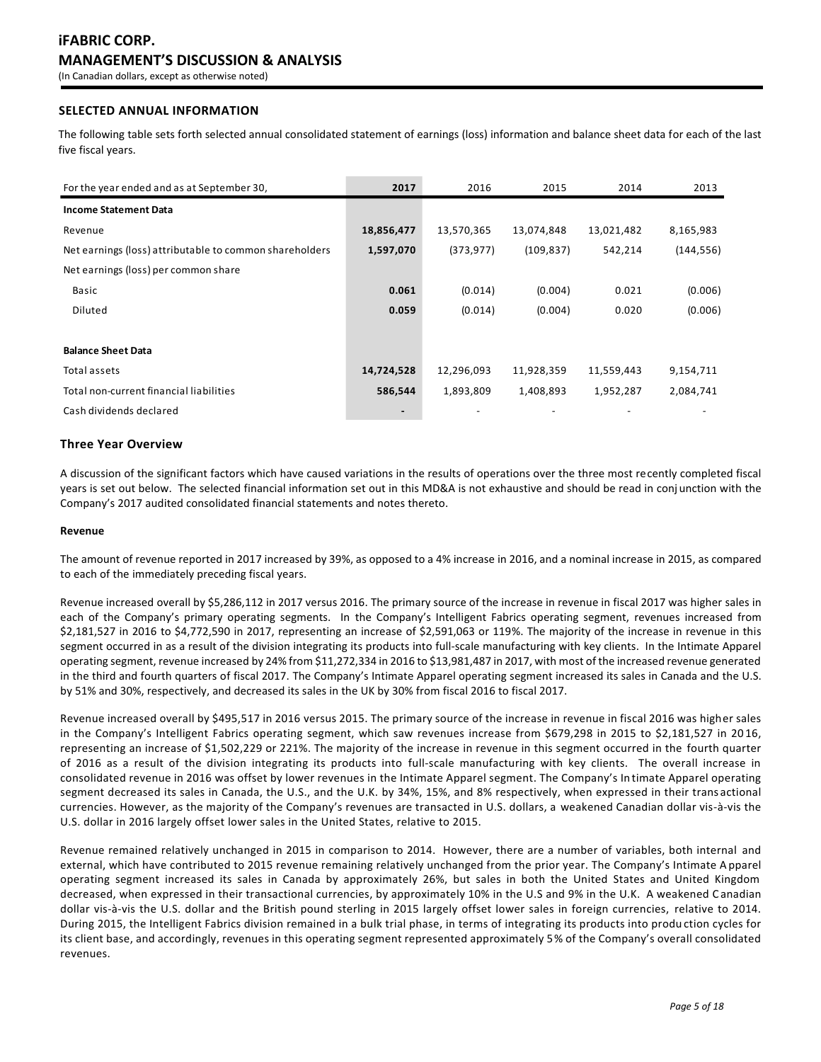## SELECTED ANNUAL INFORMATION

The following table sets forth selected annual consolidated statement of earnings (loss) information and balance sheet data for each of the last five fiscal years.

| For the year ended and as at September 30, | 2017 | 2016 | 2015 | 2014 | 2013 |
|---|---|---|---|---|---|
| **Income Statement Data** | | | | | |
| Revenue | **18,856,477** | 13,570,365 | 13,074,848 | 13,021,482 | 8,165,983 |
| Net earnings (loss) attributable to common shareholders | **1,597,070** | (373,977) | (109,837) | 542,214 | (144,556) |
| Net earnings (loss) per common share | | | | | |
| Basic | **0.061** | (0.014) | (0.004) | 0.021 | (0.006) |
| Diluted | **0.059** | (0.014) | (0.004) | 0.020 | (0.006) |
| | | | | | |
| **Balance Sheet Data** | | | | | |
| Total assets | **14,724,528** | 12,296,093 | 11,928,359 | 11,559,443 | 9,154,711 |
| Total non-current financial liabilities | **586,544** | 1,893,809 | 1,408,893 | 1,952,287 | 2,084,741 |
| Cash dividends declared | **-** | - | - | - | - |

### Three Year Overview

A discussion of the significant factors which have caused variations in the results of operations over the three most recently completed fiscal years is set out below. The selected financial information set out in this MD&A is not exhaustive and should be read in conjunction with the Company's 2017 audited consolidated financial statements and notes thereto.

**Revenue**

The amount of revenue reported in 2017 increased by 39%, as opposed to a 4% increase in 2016, and a nominal increase in 2015, as compared to each of the immediately preceding fiscal years.

Revenue increased overall by $5,286,112 in 2017 versus 2016. The primary source of the increase in revenue in fiscal 2017 was higher sales in each of the Company's primary operating segments. In the Company's Intelligent Fabrics operating segment, revenues increased from $2,181,527 in 2016 to $4,772,590 in 2017, representing an increase of $2,591,063 or 119%. The majority of the increase in revenue in this segment occurred in as a result of the division integrating its products into full-scale manufacturing with key clients. In the Intimate Apparel operating segment, revenue increased by 24% from $11,272,334 in 2016 to $13,981,487 in 2017, with most of the increased revenue generated in the third and fourth quarters of fiscal 2017. The Company's Intimate Apparel operating segment increased its sales in Canada and the U.S. by 51% and 30%, respectively, and decreased its sales in the UK by 30% from fiscal 2016 to fiscal 2017.

Revenue increased overall by $495,517 in 2016 versus 2015. The primary source of the increase in revenue in fiscal 2016 was higher sales in the Company's Intelligent Fabrics operating segment, which saw revenues increase from $679,298 in 2015 to $2,181,527 in 2016, representing an increase of $1,502,229 or 221%. The majority of the increase in revenue in this segment occurred in the fourth quarter of 2016 as a result of the division integrating its products into full-scale manufacturing with key clients. The overall increase in consolidated revenue in 2016 was offset by lower revenues in the Intimate Apparel segment. The Company's Intimate Apparel operating segment decreased its sales in Canada, the U.S., and the U.K. by 34%, 15%, and 8% respectively, when expressed in their transactional currencies. However, as the majority of the Company's revenues are transacted in U.S. dollars, a weakened Canadian dollar vis-à-vis the U.S. dollar in 2016 largely offset lower sales in the United States, relative to 2015.

Revenue remained relatively unchanged in 2015 in comparison to 2014. However, there are a number of variables, both internal and external, which have contributed to 2015 revenue remaining relatively unchanged from the prior year. The Company's Intimate Apparel operating segment increased its sales in Canada by approximately 26%, but sales in both the United States and United Kingdom decreased, when expressed in their transactional currencies, by approximately 10% in the U.S and 9% in the U.K. A weakened Canadian dollar vis-à-vis the U.S. dollar and the British pound sterling in 2015 largely offset lower sales in foreign currencies, relative to 2014. During 2015, the Intelligent Fabrics division remained in a bulk trial phase, in terms of integrating its products into production cycles for its client base, and accordingly, revenues in this operating segment represented approximately 5% of the Company's overall consolidated revenues.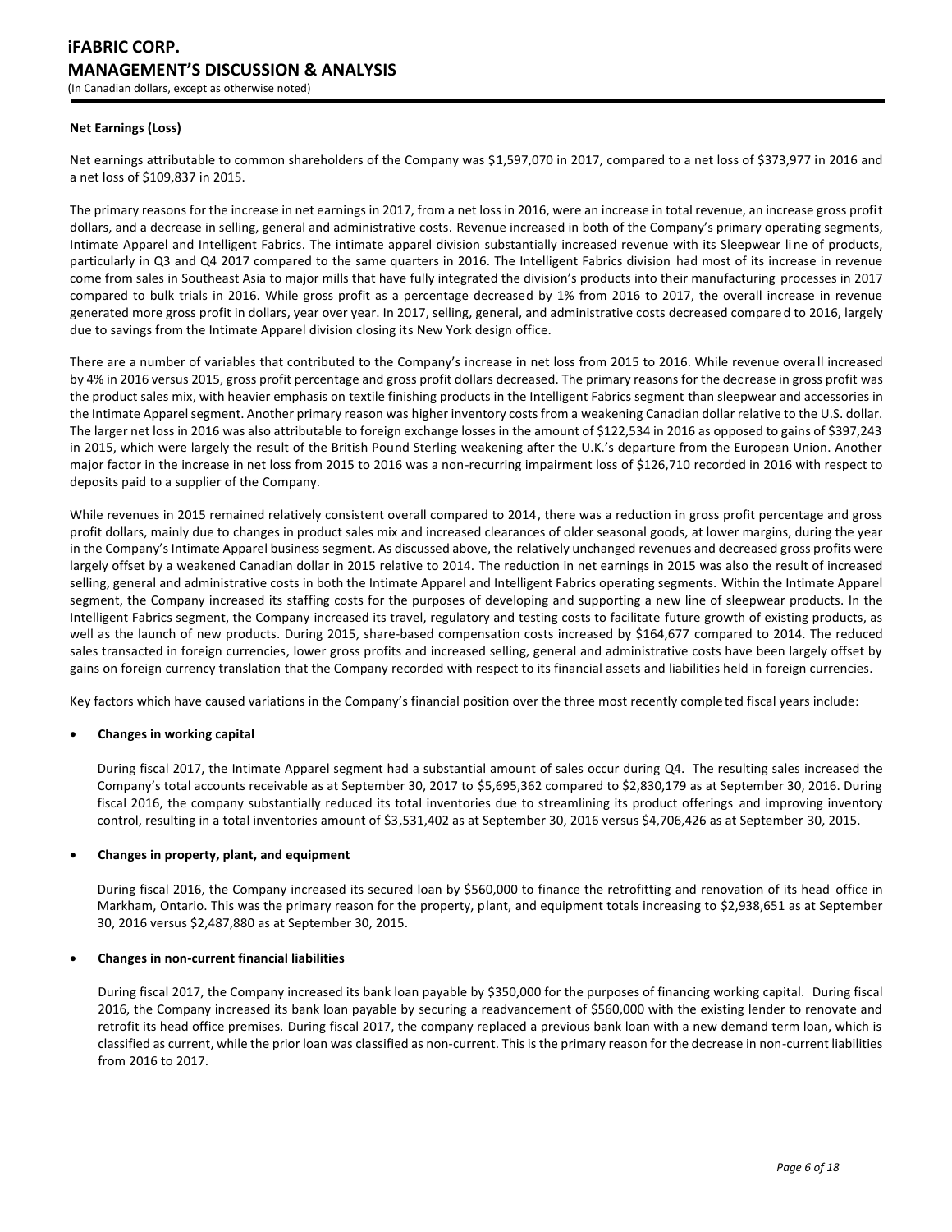### Net Earnings (Loss)

Net earnings attributable to common shareholders of the Company was $1,597,070 in 2017, compared to a net loss of $373,977 in 2016 and a net loss of $109,837 in 2015.

The primary reasons for the increase in net earnings in 2017, from a net loss in 2016, were an increase in total revenue, an increase gross profit dollars, and a decrease in selling, general and administrative costs. Revenue increased in both of the Company's primary operating segments, Intimate Apparel and Intelligent Fabrics. The intimate apparel division substantially increased revenue with its Sleepwear line of products, particularly in Q3 and Q4 2017 compared to the same quarters in 2016. The Intelligent Fabrics division had most of its increase in revenue come from sales in Southeast Asia to major mills that have fully integrated the division's products into their manufacturing processes in 2017 compared to bulk trials in 2016. While gross profit as a percentage decreased by 1% from 2016 to 2017, the overall increase in revenue generated more gross profit in dollars, year over year. In 2017, selling, general, and administrative costs decreased compared to 2016, largely due to savings from the Intimate Apparel division closing its New York design office.

There are a number of variables that contributed to the Company's increase in net loss from 2015 to 2016. While revenue overall increased by 4% in 2016 versus 2015, gross profit percentage and gross profit dollars decreased. The primary reasons for the decrease in gross profit was the product sales mix, with heavier emphasis on textile finishing products in the Intelligent Fabrics segment than sleepwear and accessories in the Intimate Apparel segment. Another primary reason was higher inventory costs from a weakening Canadian dollar relative to the U.S. dollar. The larger net loss in 2016 was also attributable to foreign exchange losses in the amount of $122,534 in 2016 as opposed to gains of $397,243 in 2015, which were largely the result of the British Pound Sterling weakening after the U.K.'s departure from the European Union. Another major factor in the increase in net loss from 2015 to 2016 was a non-recurring impairment loss of $126,710 recorded in 2016 with respect to deposits paid to a supplier of the Company.

While revenues in 2015 remained relatively consistent overall compared to 2014, there was a reduction in gross profit percentage and gross profit dollars, mainly due to changes in product sales mix and increased clearances of older seasonal goods, at lower margins, during the year in the Company's Intimate Apparel business segment. As discussed above, the relatively unchanged revenues and decreased gross profits were largely offset by a weakened Canadian dollar in 2015 relative to 2014. The reduction in net earnings in 2015 was also the result of increased selling, general and administrative costs in both the Intimate Apparel and Intelligent Fabrics operating segments. Within the Intimate Apparel segment, the Company increased its staffing costs for the purposes of developing and supporting a new line of sleepwear products. In the Intelligent Fabrics segment, the Company increased its travel, regulatory and testing costs to facilitate future growth of existing products, as well as the launch of new products. During 2015, share-based compensation costs increased by $164,677 compared to 2014. The reduced sales transacted in foreign currencies, lower gross profits and increased selling, general and administrative costs have been largely offset by gains on foreign currency translation that the Company recorded with respect to its financial assets and liabilities held in foreign currencies.

Key factors which have caused variations in the Company's financial position over the three most recently completed fiscal years include:

- **Changes in working capital**

  During fiscal 2017, the Intimate Apparel segment had a substantial amount of sales occur during Q4. The resulting sales increased the Company's total accounts receivable as at September 30, 2017 to $5,695,362 compared to $2,830,179 as at September 30, 2016. During fiscal 2016, the company substantially reduced its total inventories due to streamlining its product offerings and improving inventory control, resulting in a total inventories amount of $3,531,402 as at September 30, 2016 versus $4,706,426 as at September 30, 2015.

- **Changes in property, plant, and equipment**

  During fiscal 2016, the Company increased its secured loan by $560,000 to finance the retrofitting and renovation of its head office in Markham, Ontario. This was the primary reason for the property, plant, and equipment totals increasing to $2,938,651 as at September 30, 2016 versus $2,487,880 as at September 30, 2015.

- **Changes in non-current financial liabilities**

  During fiscal 2017, the Company increased its bank loan payable by $350,000 for the purposes of financing working capital. During fiscal 2016, the Company increased its bank loan payable by securing a readvancement of $560,000 with the existing lender to renovate and retrofit its head office premises. During fiscal 2017, the company replaced a previous bank loan with a new demand term loan, which is classified as current, while the prior loan was classified as non-current. This is the primary reason for the decrease in non-current liabilities from 2016 to 2017.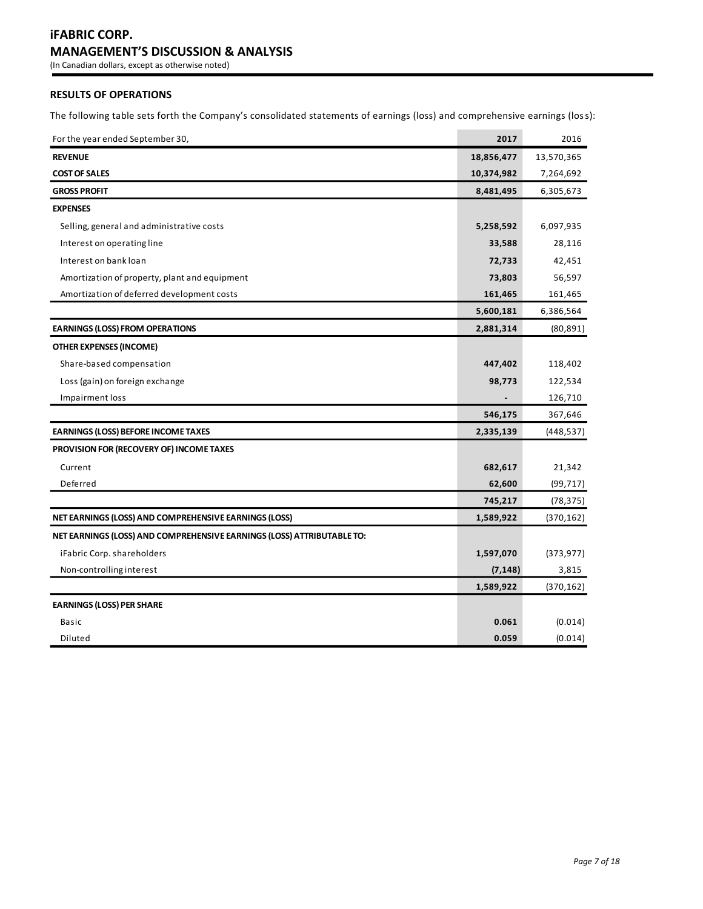**iFABRIC CORP.**
**MANAGEMENT'S DISCUSSION & ANALYSIS**
(In Canadian dollars, except as otherwise noted)

## RESULTS OF OPERATIONS

The following table sets forth the Company's consolidated statements of earnings (loss) and comprehensive earnings (loss):

| For the year ended September 30, | 2017 | 2016 |
|---|---|---|
| **REVENUE** | **18,856,477** | 13,570,365 |
| **COST OF SALES** | **10,374,982** | 7,264,692 |
| **GROSS PROFIT** | **8,481,495** | 6,305,673 |
| **EXPENSES** | | |
| Selling, general and administrative costs | **5,258,592** | 6,097,935 |
| Interest on operating line | **33,588** | 28,116 |
| Interest on bank loan | **72,733** | 42,451 |
| Amortization of property, plant and equipment | **73,803** | 56,597 |
| Amortization of deferred development costs | **161,465** | 161,465 |
| | **5,600,181** | 6,386,564 |
| **EARNINGS (LOSS) FROM OPERATIONS** | **2,881,314** | (80,891) |
| **OTHER EXPENSES (INCOME)** | | |
| Share-based compensation | **447,402** | 118,402 |
| Loss (gain) on foreign exchange | **98,773** | 122,534 |
| Impairment loss | **-** | 126,710 |
| | **546,175** | 367,646 |
| **EARNINGS (LOSS) BEFORE INCOME TAXES** | **2,335,139** | (448,537) |
| **PROVISION FOR (RECOVERY OF) INCOME TAXES** | | |
| Current | **682,617** | 21,342 |
| Deferred | **62,600** | (99,717) |
| | **745,217** | (78,375) |
| **NET EARNINGS (LOSS) AND COMPREHENSIVE EARNINGS (LOSS)** | **1,589,922** | (370,162) |
| **NET EARNINGS (LOSS) AND COMPREHENSIVE EARNINGS (LOSS) ATTRIBUTABLE TO:** | | |
| iFabric Corp. shareholders | **1,597,070** | (373,977) |
| Non-controlling interest | **(7,148)** | 3,815 |
| | **1,589,922** | (370,162) |
| **EARNINGS (LOSS) PER SHARE** | | |
| Basic | **0.061** | (0.014) |
| Diluted | **0.059** | (0.014) |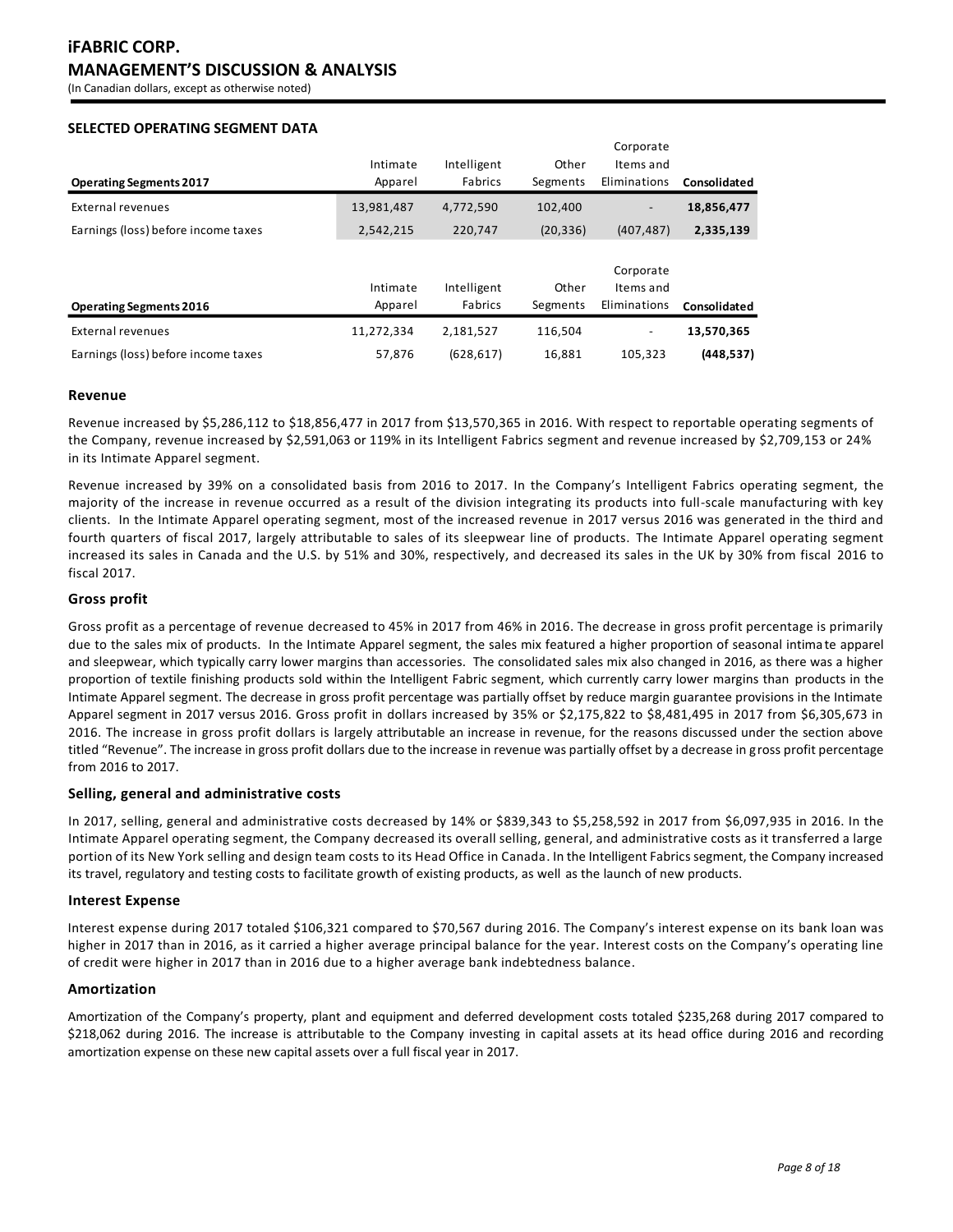## SELECTED OPERATING SEGMENT DATA

| Operating Segments 2017 | Intimate Apparel | Intelligent Fabrics | Other Segments | Corporate Items and Eliminations | Consolidated |
|---|---|---|---|---|---|
| External revenues | 13,981,487 | 4,772,590 | 102,400 | - | **18,856,477** |
| Earnings (loss) before income taxes | 2,542,215 | 220,747 | (20,336) | (407,487) | **2,335,139** |

| Operating Segments 2016 | Intimate Apparel | Intelligent Fabrics | Other Segments | Corporate Items and Eliminations | Consolidated |
|---|---|---|---|---|---|
| External revenues | 11,272,334 | 2,181,527 | 116,504 | - | **13,570,365** |
| Earnings (loss) before income taxes | 57,876 | (628,617) | 16,881 | 105,323 | **(448,537)** |

### Revenue

Revenue increased by $5,286,112 to $18,856,477 in 2017 from $13,570,365 in 2016. With respect to reportable operating segments of the Company, revenue increased by $2,591,063 or 119% in its Intelligent Fabrics segment and revenue increased by $2,709,153 or 24% in its Intimate Apparel segment.

Revenue increased by 39% on a consolidated basis from 2016 to 2017. In the Company's Intelligent Fabrics operating segment, the majority of the increase in revenue occurred as a result of the division integrating its products into full-scale manufacturing with key clients. In the Intimate Apparel operating segment, most of the increased revenue in 2017 versus 2016 was generated in the third and fourth quarters of fiscal 2017, largely attributable to sales of its sleepwear line of products. The Intimate Apparel operating segment increased its sales in Canada and the U.S. by 51% and 30%, respectively, and decreased its sales in the UK by 30% from fiscal 2016 to fiscal 2017.

### Gross profit

Gross profit as a percentage of revenue decreased to 45% in 2017 from 46% in 2016. The decrease in gross profit percentage is primarily due to the sales mix of products. In the Intimate Apparel segment, the sales mix featured a higher proportion of seasonal intimate apparel and sleepwear, which typically carry lower margins than accessories. The consolidated sales mix also changed in 2016, as there was a higher proportion of textile finishing products sold within the Intelligent Fabric segment, which currently carry lower margins than products in the Intimate Apparel segment. The decrease in gross profit percentage was partially offset by reduce margin guarantee provisions in the Intimate Apparel segment in 2017 versus 2016. Gross profit in dollars increased by 35% or $2,175,822 to $8,481,495 in 2017 from $6,305,673 in 2016. The increase in gross profit dollars is largely attributable an increase in revenue, for the reasons discussed under the section above titled "Revenue". The increase in gross profit dollars due to the increase in revenue was partially offset by a decrease in gross profit percentage from 2016 to 2017.

### Selling, general and administrative costs

In 2017, selling, general and administrative costs decreased by 14% or $839,343 to $5,258,592 in 2017 from $6,097,935 in 2016. In the Intimate Apparel operating segment, the Company decreased its overall selling, general, and administrative costs as it transferred a large portion of its New York selling and design team costs to its Head Office in Canada. In the Intelligent Fabrics segment, the Company increased its travel, regulatory and testing costs to facilitate growth of existing products, as well as the launch of new products.

### Interest Expense

Interest expense during 2017 totaled $106,321 compared to $70,567 during 2016. The Company's interest expense on its bank loan was higher in 2017 than in 2016, as it carried a higher average principal balance for the year. Interest costs on the Company's operating line of credit were higher in 2017 than in 2016 due to a higher average bank indebtedness balance.

### Amortization

Amortization of the Company's property, plant and equipment and deferred development costs totaled $235,268 during 2017 compared to $218,062 during 2016. The increase is attributable to the Company investing in capital assets at its head office during 2016 and recording amortization expense on these new capital assets over a full fiscal year in 2017.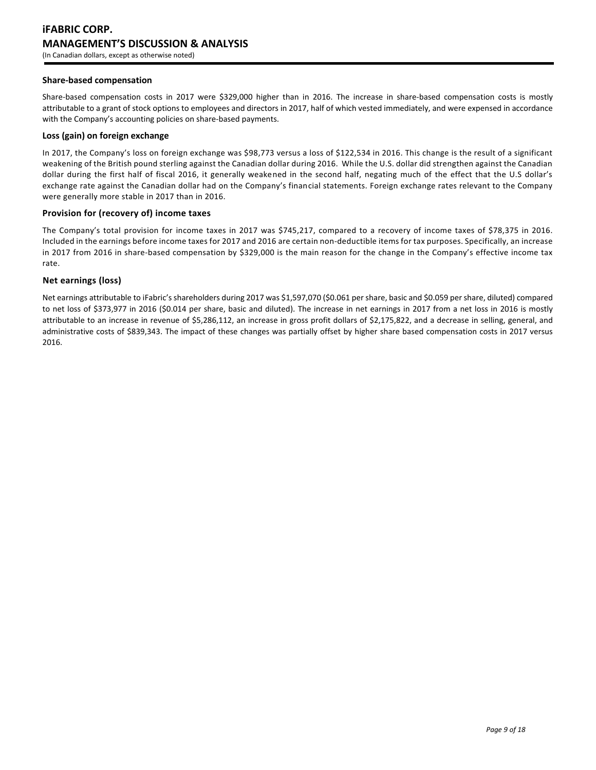### Share-based compensation

Share-based compensation costs in 2017 were $329,000 higher than in 2016. The increase in share-based compensation costs is mostly attributable to a grant of stock options to employees and directors in 2017, half of which vested immediately, and were expensed in accordance with the Company's accounting policies on share-based payments.

### Loss (gain) on foreign exchange

In 2017, the Company's loss on foreign exchange was $98,773 versus a loss of $122,534 in 2016. This change is the result of a significant weakening of the British pound sterling against the Canadian dollar during 2016. While the U.S. dollar did strengthen against the Canadian dollar during the first half of fiscal 2016, it generally weakened in the second half, negating much of the effect that the U.S dollar's exchange rate against the Canadian dollar had on the Company's financial statements. Foreign exchange rates relevant to the Company were generally more stable in 2017 than in 2016.

### Provision for (recovery of) income taxes

The Company's total provision for income taxes in 2017 was $745,217, compared to a recovery of income taxes of $78,375 in 2016. Included in the earnings before income taxes for 2017 and 2016 are certain non-deductible items for tax purposes. Specifically, an increase in 2017 from 2016 in share-based compensation by $329,000 is the main reason for the change in the Company's effective income tax rate.

### Net earnings (loss)

Net earnings attributable to iFabric's shareholders during 2017 was $1,597,070 ($0.061 per share, basic and $0.059 per share, diluted) compared to net loss of $373,977 in 2016 ($0.014 per share, basic and diluted). The increase in net earnings in 2017 from a net loss in 2016 is mostly attributable to an increase in revenue of $5,286,112, an increase in gross profit dollars of $2,175,822, and a decrease in selling, general, and administrative costs of $839,343. The impact of these changes was partially offset by higher share based compensation costs in 2017 versus 2016.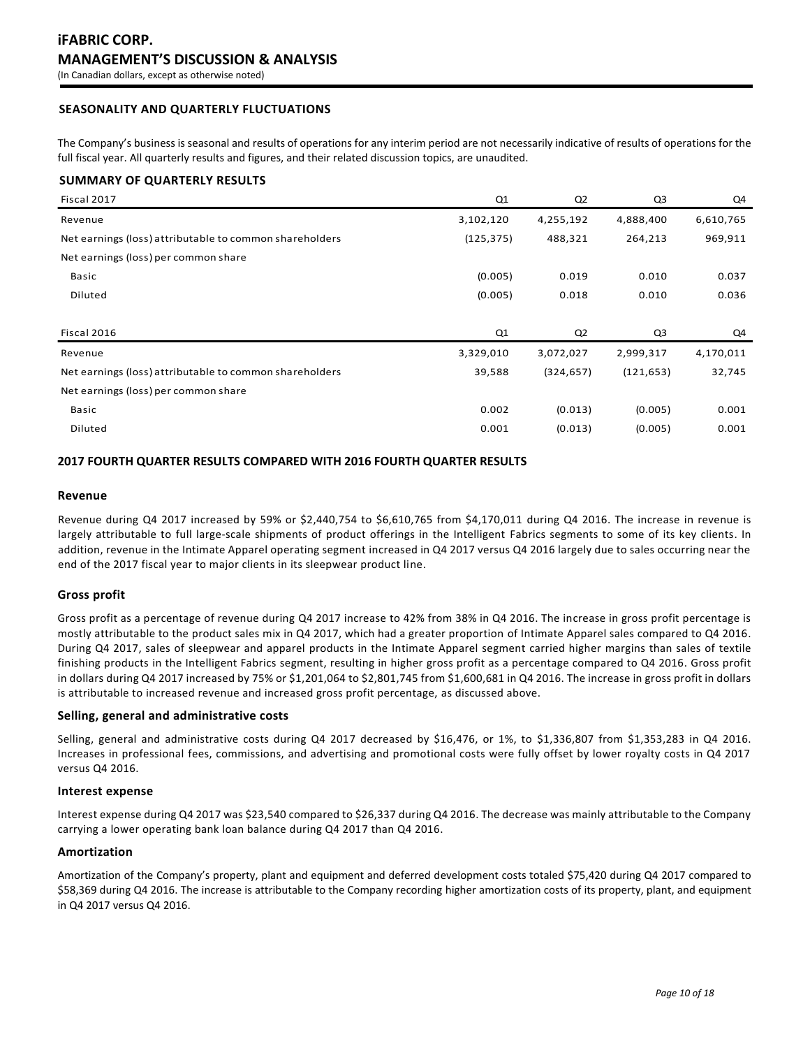## SEASONALITY AND QUARTERLY FLUCTUATIONS

The Company's business is seasonal and results of operations for any interim period are not necessarily indicative of results of operations for the full fiscal year. All quarterly results and figures, and their related discussion topics, are unaudited.

### SUMMARY OF QUARTERLY RESULTS

| Fiscal 2017 | Q1 | Q2 | Q3 | Q4 |
|---|---|---|---|---|
| Revenue | 3,102,120 | 4,255,192 | 4,888,400 | 6,610,765 |
| Net earnings (loss) attributable to common shareholders | (125,375) | 488,321 | 264,213 | 969,911 |
| Net earnings (loss) per common share | | | | |
| Basic | (0.005) | 0.019 | 0.010 | 0.037 |
| Diluted | (0.005) | 0.018 | 0.010 | 0.036 |

| Fiscal 2016 | Q1 | Q2 | Q3 | Q4 |
|---|---|---|---|---|
| Revenue | 3,329,010 | 3,072,027 | 2,999,317 | 4,170,011 |
| Net earnings (loss) attributable to common shareholders | 39,588 | (324,657) | (121,653) | 32,745 |
| Net earnings (loss) per common share | | | | |
| Basic | 0.002 | (0.013) | (0.005) | 0.001 |
| Diluted | 0.001 | (0.013) | (0.005) | 0.001 |

## 2017 FOURTH QUARTER RESULTS COMPARED WITH 2016 FOURTH QUARTER RESULTS

### Revenue

Revenue during Q4 2017 increased by 59% or $2,440,754 to $6,610,765 from $4,170,011 during Q4 2016. The increase in revenue is largely attributable to full large-scale shipments of product offerings in the Intelligent Fabrics segments to some of its key clients. In addition, revenue in the Intimate Apparel operating segment increased in Q4 2017 versus Q4 2016 largely due to sales occurring near the end of the 2017 fiscal year to major clients in its sleepwear product line.

### Gross profit

Gross profit as a percentage of revenue during Q4 2017 increase to 42% from 38% in Q4 2016. The increase in gross profit percentage is mostly attributable to the product sales mix in Q4 2017, which had a greater proportion of Intimate Apparel sales compared to Q4 2016. During Q4 2017, sales of sleepwear and apparel products in the Intimate Apparel segment carried higher margins than sales of textile finishing products in the Intelligent Fabrics segment, resulting in higher gross profit as a percentage compared to Q4 2016. Gross profit in dollars during Q4 2017 increased by 75% or $1,201,064 to $2,801,745 from $1,600,681 in Q4 2016. The increase in gross profit in dollars is attributable to increased revenue and increased gross profit percentage, as discussed above.

### Selling, general and administrative costs

Selling, general and administrative costs during Q4 2017 decreased by $16,476, or 1%, to $1,336,807 from $1,353,283 in Q4 2016. Increases in professional fees, commissions, and advertising and promotional costs were fully offset by lower royalty costs in Q4 2017 versus Q4 2016.

### Interest expense

Interest expense during Q4 2017 was $23,540 compared to $26,337 during Q4 2016. The decrease was mainly attributable to the Company carrying a lower operating bank loan balance during Q4 2017 than Q4 2016.

### Amortization

Amortization of the Company's property, plant and equipment and deferred development costs totaled $75,420 during Q4 2017 compared to $58,369 during Q4 2016. The increase is attributable to the Company recording higher amortization costs of its property, plant, and equipment in Q4 2017 versus Q4 2016.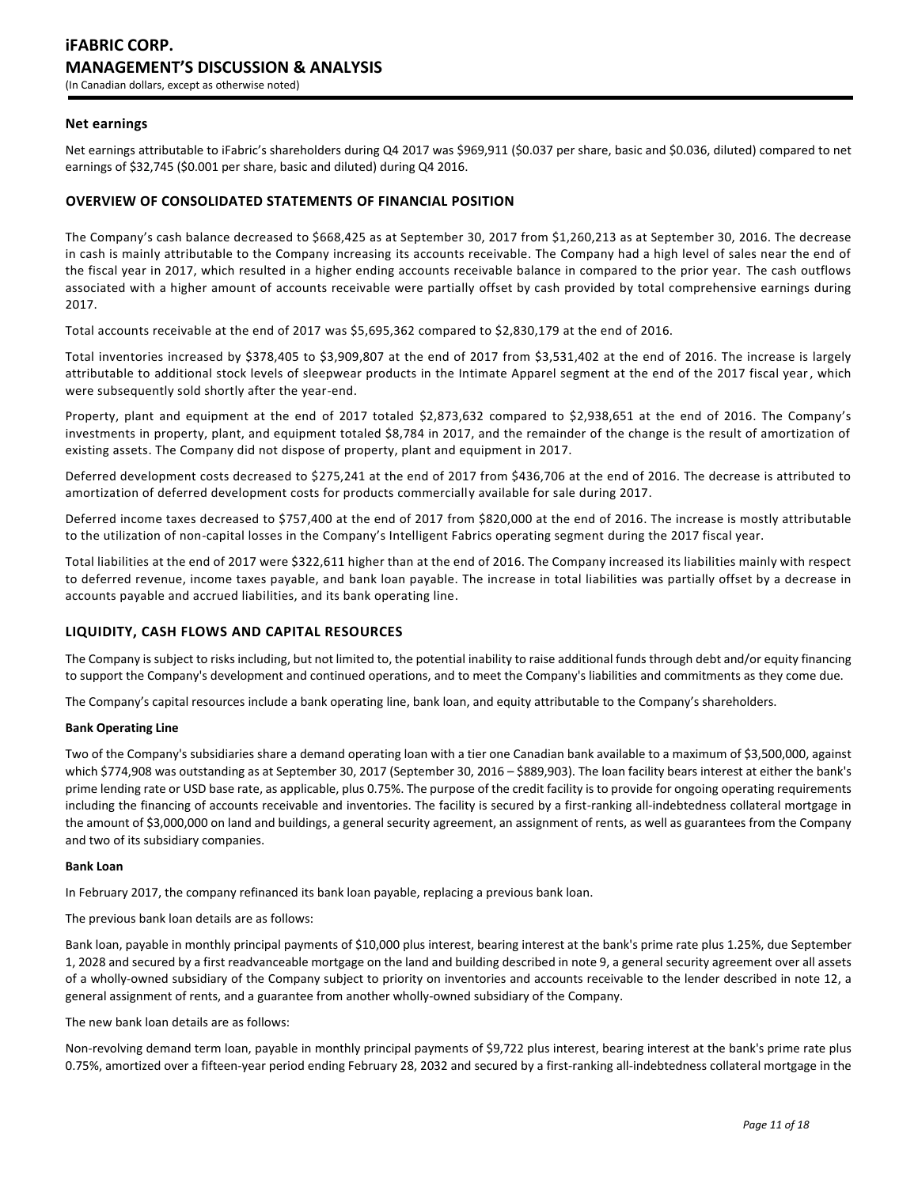### Net earnings

Net earnings attributable to iFabric's shareholders during Q4 2017 was $969,911 ($0.037 per share, basic and $0.036, diluted) compared to net earnings of $32,745 ($0.001 per share, basic and diluted) during Q4 2016.

## OVERVIEW OF CONSOLIDATED STATEMENTS OF FINANCIAL POSITION

The Company's cash balance decreased to $668,425 as at September 30, 2017 from $1,260,213 as at September 30, 2016. The decrease in cash is mainly attributable to the Company increasing its accounts receivable. The Company had a high level of sales near the end of the fiscal year in 2017, which resulted in a higher ending accounts receivable balance in compared to the prior year. The cash outflows associated with a higher amount of accounts receivable were partially offset by cash provided by total comprehensive earnings during 2017.

Total accounts receivable at the end of 2017 was $5,695,362 compared to $2,830,179 at the end of 2016.

Total inventories increased by $378,405 to $3,909,807 at the end of 2017 from $3,531,402 at the end of 2016. The increase is largely attributable to additional stock levels of sleepwear products in the Intimate Apparel segment at the end of the 2017 fiscal year, which were subsequently sold shortly after the year-end.

Property, plant and equipment at the end of 2017 totaled $2,873,632 compared to $2,938,651 at the end of 2016. The Company's investments in property, plant, and equipment totaled $8,784 in 2017, and the remainder of the change is the result of amortization of existing assets. The Company did not dispose of property, plant and equipment in 2017.

Deferred development costs decreased to $275,241 at the end of 2017 from $436,706 at the end of 2016. The decrease is attributed to amortization of deferred development costs for products commercially available for sale during 2017.

Deferred income taxes decreased to $757,400 at the end of 2017 from $820,000 at the end of 2016. The increase is mostly attributable to the utilization of non-capital losses in the Company's Intelligent Fabrics operating segment during the 2017 fiscal year.

Total liabilities at the end of 2017 were $322,611 higher than at the end of 2016. The Company increased its liabilities mainly with respect to deferred revenue, income taxes payable, and bank loan payable. The increase in total liabilities was partially offset by a decrease in accounts payable and accrued liabilities, and its bank operating line.

## LIQUIDITY, CASH FLOWS AND CAPITAL RESOURCES

The Company is subject to risks including, but not limited to, the potential inability to raise additional funds through debt and/or equity financing to support the Company's development and continued operations, and to meet the Company's liabilities and commitments as they come due.

The Company's capital resources include a bank operating line, bank loan, and equity attributable to the Company's shareholders.

**Bank Operating Line**

Two of the Company's subsidiaries share a demand operating loan with a tier one Canadian bank available to a maximum of $3,500,000, against which $774,908 was outstanding as at September 30, 2017 (September 30, 2016 – $889,903). The loan facility bears interest at either the bank's prime lending rate or USD base rate, as applicable, plus 0.75%. The purpose of the credit facility is to provide for ongoing operating requirements including the financing of accounts receivable and inventories. The facility is secured by a first-ranking all-indebtedness collateral mortgage in the amount of $3,000,000 on land and buildings, a general security agreement, an assignment of rents, as well as guarantees from the Company and two of its subsidiary companies.

**Bank Loan**

In February 2017, the company refinanced its bank loan payable, replacing a previous bank loan.

The previous bank loan details are as follows:

Bank loan, payable in monthly principal payments of $10,000 plus interest, bearing interest at the bank's prime rate plus 1.25%, due September 1, 2028 and secured by a first readvanceable mortgage on the land and building described in note 9, a general security agreement over all assets of a wholly-owned subsidiary of the Company subject to priority on inventories and accounts receivable to the lender described in note 12, a general assignment of rents, and a guarantee from another wholly-owned subsidiary of the Company.

The new bank loan details are as follows:

Non-revolving demand term loan, payable in monthly principal payments of $9,722 plus interest, bearing interest at the bank's prime rate plus 0.75%, amortized over a fifteen-year period ending February 28, 2032 and secured by a first-ranking all-indebtedness collateral mortgage in the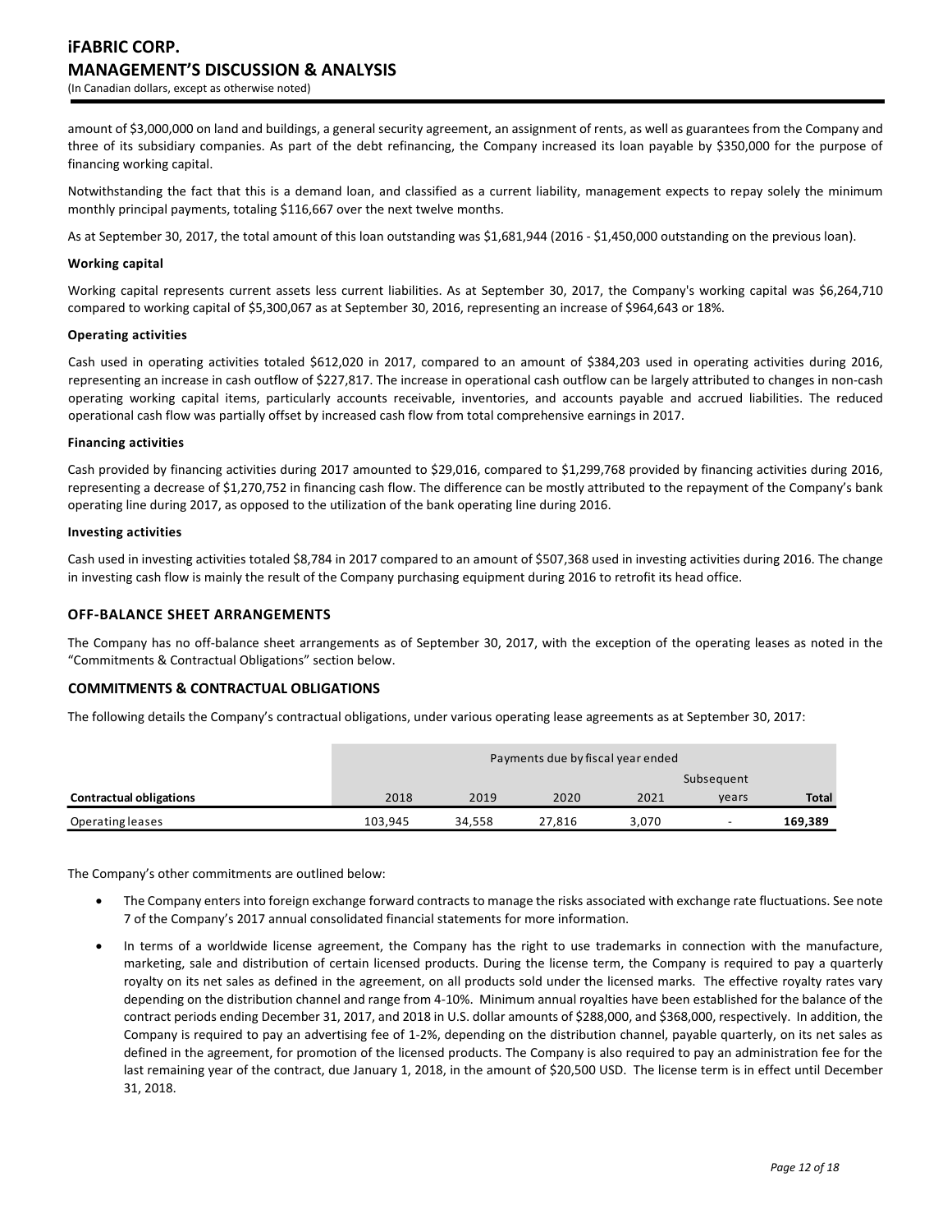amount of $3,000,000 on land and buildings, a general security agreement, an assignment of rents, as well as guarantees from the Company and three of its subsidiary companies. As part of the debt refinancing, the Company increased its loan payable by $350,000 for the purpose of financing working capital.

Notwithstanding the fact that this is a demand loan, and classified as a current liability, management expects to repay solely the minimum monthly principal payments, totaling $116,667 over the next twelve months.

As at September 30, 2017, the total amount of this loan outstanding was $1,681,944 (2016 - $1,450,000 outstanding on the previous loan).

**Working capital**

Working capital represents current assets less current liabilities. As at September 30, 2017, the Company's working capital was $6,264,710 compared to working capital of $5,300,067 as at September 30, 2016, representing an increase of $964,643 or 18%.

**Operating activities**

Cash used in operating activities totaled $612,020 in 2017, compared to an amount of $384,203 used in operating activities during 2016, representing an increase in cash outflow of $227,817. The increase in operational cash outflow can be largely attributed to changes in non-cash operating working capital items, particularly accounts receivable, inventories, and accounts payable and accrued liabilities. The reduced operational cash flow was partially offset by increased cash flow from total comprehensive earnings in 2017.

**Financing activities**

Cash provided by financing activities during 2017 amounted to $29,016, compared to $1,299,768 provided by financing activities during 2016, representing a decrease of $1,270,752 in financing cash flow. The difference can be mostly attributed to the repayment of the Company's bank operating line during 2017, as opposed to the utilization of the bank operating line during 2016.

**Investing activities**

Cash used in investing activities totaled $8,784 in 2017 compared to an amount of $507,368 used in investing activities during 2016. The change in investing cash flow is mainly the result of the Company purchasing equipment during 2016 to retrofit its head office.

## OFF-BALANCE SHEET ARRANGEMENTS

The Company has no off-balance sheet arrangements as of September 30, 2017, with the exception of the operating leases as noted in the "Commitments & Contractual Obligations" section below.

## COMMITMENTS & CONTRACTUAL OBLIGATIONS

The following details the Company's contractual obligations, under various operating lease agreements as at September 30, 2017:

| | Payments due by fiscal year ended | | | | | |
|---|---|---|---|---|---|---|
| **Contractual obligations** | 2018 | 2019 | 2020 | 2021 | Subsequent years | **Total** |
| Operating leases | 103,945 | 34,558 | 27,816 | 3,070 | - | **169,389** |

The Company's other commitments are outlined below:

- The Company enters into foreign exchange forward contracts to manage the risks associated with exchange rate fluctuations. See note 7 of the Company's 2017 annual consolidated financial statements for more information.
- In terms of a worldwide license agreement, the Company has the right to use trademarks in connection with the manufacture, marketing, sale and distribution of certain licensed products. During the license term, the Company is required to pay a quarterly royalty on its net sales as defined in the agreement, on all products sold under the licensed marks. The effective royalty rates vary depending on the distribution channel and range from 4-10%. Minimum annual royalties have been established for the balance of the contract periods ending December 31, 2017, and 2018 in U.S. dollar amounts of $288,000, and $368,000, respectively. In addition, the Company is required to pay an advertising fee of 1-2%, depending on the distribution channel, payable quarterly, on its net sales as defined in the agreement, for promotion of the licensed products. The Company is also required to pay an administration fee for the last remaining year of the contract, due January 1, 2018, in the amount of $20,500 USD. The license term is in effect until December 31, 2018.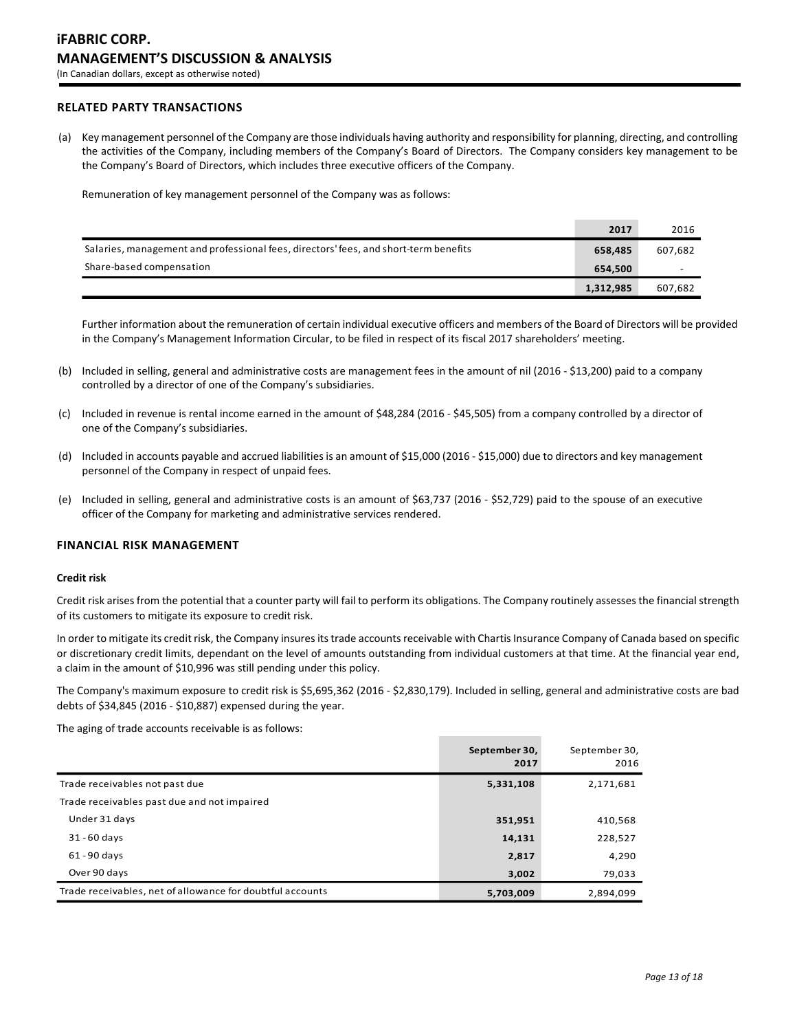## RELATED PARTY TRANSACTIONS

(a) Key management personnel of the Company are those individuals having authority and responsibility for planning, directing, and controlling the activities of the Company, including members of the Company's Board of Directors. The Company considers key management to be the Company's Board of Directors, which includes three executive officers of the Company.

Remuneration of key management personnel of the Company was as follows:

| | **2017** | 2016 |
|---|---|---|
| Salaries, management and professional fees, directors' fees, and short-term benefits | **658,485** | 607,682 |
| Share-based compensation | **654,500** | - |
| | **1,312,985** | 607,682 |

Further information about the remuneration of certain individual executive officers and members of the Board of Directors will be provided in the Company's Management Information Circular, to be filed in respect of its fiscal 2017 shareholders' meeting.

(b) Included in selling, general and administrative costs are management fees in the amount of nil (2016 - $13,200) paid to a company controlled by a director of one of the Company's subsidiaries.

(c) Included in revenue is rental income earned in the amount of $48,284 (2016 - $45,505) from a company controlled by a director of one of the Company's subsidiaries.

(d) Included in accounts payable and accrued liabilities is an amount of $15,000 (2016 - $15,000) due to directors and key management personnel of the Company in respect of unpaid fees.

(e) Included in selling, general and administrative costs is an amount of $63,737 (2016 - $52,729) paid to the spouse of an executive officer of the Company for marketing and administrative services rendered.

## FINANCIAL RISK MANAGEMENT

### Credit risk

Credit risk arises from the potential that a counter party will fail to perform its obligations. The Company routinely assesses the financial strength of its customers to mitigate its exposure to credit risk.

In order to mitigate its credit risk, the Company insures its trade accounts receivable with Chartis Insurance Company of Canada based on specific or discretionary credit limits, dependant on the level of amounts outstanding from individual customers at that time. At the financial year end, a claim in the amount of $10,996 was still pending under this policy.

The Company's maximum exposure to credit risk is $5,695,362 (2016 - $2,830,179). Included in selling, general and administrative costs are bad debts of $34,845 (2016 - $10,887) expensed during the year.

The aging of trade accounts receivable is as follows:

| | **September 30, 2017** | September 30, 2016 |
|---|---|---|
| Trade receivables not past due | **5,331,108** | 2,171,681 |
| Trade receivables past due and not impaired | | |
| Under 31 days | **351,951** | 410,568 |
| 31 - 60 days | **14,131** | 228,527 |
| 61 - 90 days | **2,817** | 4,290 |
| Over 90 days | **3,002** | 79,033 |
| Trade receivables, net of allowance for doubtful accounts | **5,703,009** | 2,894,099 |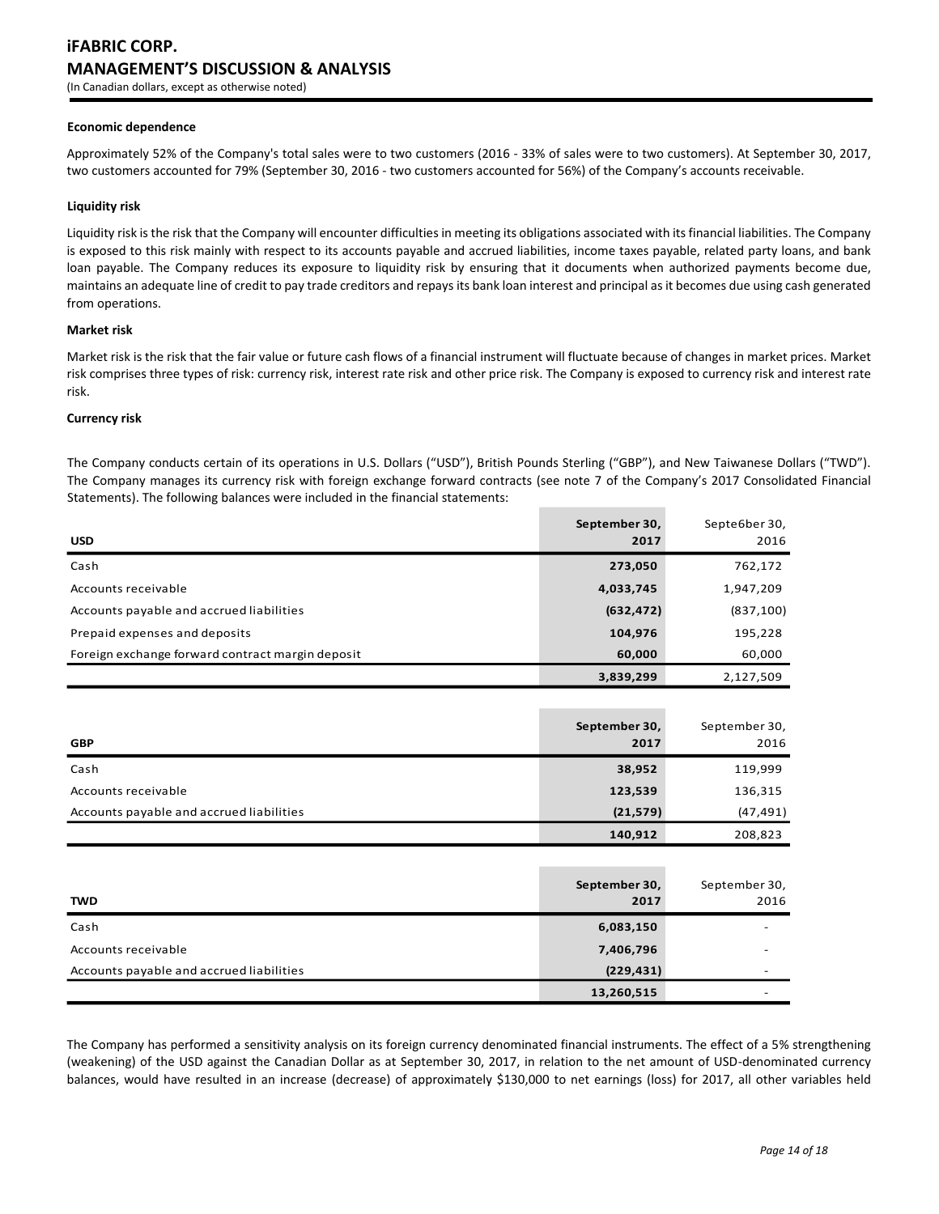#### Economic dependence

Approximately 52% of the Company's total sales were to two customers (2016 - 33% of sales were to two customers). At September 30, 2017, two customers accounted for 79% (September 30, 2016 - two customers accounted for 56%) of the Company's accounts receivable.

#### Liquidity risk

Liquidity risk is the risk that the Company will encounter difficulties in meeting its obligations associated with its financial liabilities. The Company is exposed to this risk mainly with respect to its accounts payable and accrued liabilities, income taxes payable, related party loans, and bank loan payable. The Company reduces its exposure to liquidity risk by ensuring that it documents when authorized payments become due, maintains an adequate line of credit to pay trade creditors and repays its bank loan interest and principal as it becomes due using cash generated from operations.

#### Market risk

Market risk is the risk that the fair value or future cash flows of a financial instrument will fluctuate because of changes in market prices. Market risk comprises three types of risk: currency risk, interest rate risk and other price risk. The Company is exposed to currency risk and interest rate risk.

#### Currency risk

The Company conducts certain of its operations in U.S. Dollars ("USD"), British Pounds Sterling ("GBP"), and New Taiwanese Dollars ("TWD"). The Company manages its currency risk with foreign exchange forward contracts (see note 7 of the Company's 2017 Consolidated Financial Statements). The following balances were included in the financial statements:

| USD | September 30, 2017 | Septe6ber 30, 2016 |
|---|---|---|
| Cash | **273,050** | 762,172 |
| Accounts receivable | **4,033,745** | 1,947,209 |
| Accounts payable and accrued liabilities | **(632,472)** | (837,100) |
| Prepaid expenses and deposits | **104,976** | 195,228 |
| Foreign exchange forward contract margin deposit | **60,000** | 60,000 |
| | **3,839,299** | 2,127,509 |

| GBP | September 30, 2017 | September 30, 2016 |
|---|---|---|
| Cash | **38,952** | 119,999 |
| Accounts receivable | **123,539** | 136,315 |
| Accounts payable and accrued liabilities | **(21,579)** | (47,491) |
| | **140,912** | 208,823 |

| TWD | September 30, 2017 | September 30, 2016 |
|---|---|---|
| Cash | **6,083,150** | - |
| Accounts receivable | **7,406,796** | - |
| Accounts payable and accrued liabilities | **(229,431)** | - |
| | **13,260,515** | - |

The Company has performed a sensitivity analysis on its foreign currency denominated financial instruments. The effect of a 5% strengthening (weakening) of the USD against the Canadian Dollar as at September 30, 2017, in relation to the net amount of USD-denominated currency balances, would have resulted in an increase (decrease) of approximately $130,000 to net earnings (loss) for 2017, all other variables held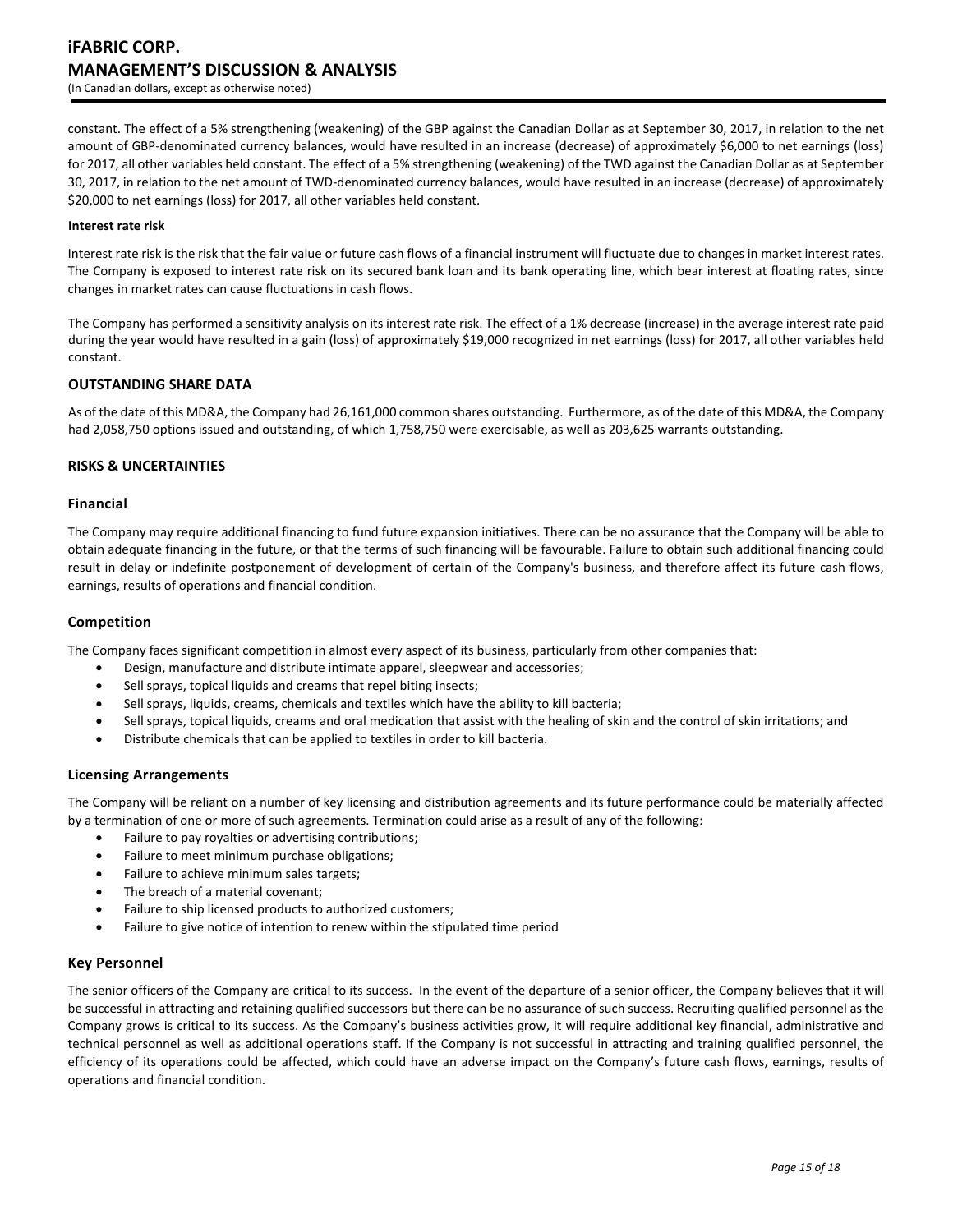constant. The effect of a 5% strengthening (weakening) of the GBP against the Canadian Dollar as at September 30, 2017, in relation to the net amount of GBP-denominated currency balances, would have resulted in an increase (decrease) of approximately $6,000 to net earnings (loss) for 2017, all other variables held constant. The effect of a 5% strengthening (weakening) of the TWD against the Canadian Dollar as at September 30, 2017, in relation to the net amount of TWD-denominated currency balances, would have resulted in an increase (decrease) of approximately $20,000 to net earnings (loss) for 2017, all other variables held constant.

**Interest rate risk**

Interest rate risk is the risk that the fair value or future cash flows of a financial instrument will fluctuate due to changes in market interest rates. The Company is exposed to interest rate risk on its secured bank loan and its bank operating line, which bear interest at floating rates, since changes in market rates can cause fluctuations in cash flows.

The Company has performed a sensitivity analysis on its interest rate risk. The effect of a 1% decrease (increase) in the average interest rate paid during the year would have resulted in a gain (loss) of approximately $19,000 recognized in net earnings (loss) for 2017, all other variables held constant.

## OUTSTANDING SHARE DATA

As of the date of this MD&A, the Company had 26,161,000 common shares outstanding. Furthermore, as of the date of this MD&A, the Company had 2,058,750 options issued and outstanding, of which 1,758,750 were exercisable, as well as 203,625 warrants outstanding.

## RISKS & UNCERTAINTIES

### Financial

The Company may require additional financing to fund future expansion initiatives. There can be no assurance that the Company will be able to obtain adequate financing in the future, or that the terms of such financing will be favourable. Failure to obtain such additional financing could result in delay or indefinite postponement of development of certain of the Company's business, and therefore affect its future cash flows, earnings, results of operations and financial condition.

### Competition

The Company faces significant competition in almost every aspect of its business, particularly from other companies that:

- Design, manufacture and distribute intimate apparel, sleepwear and accessories;
- Sell sprays, topical liquids and creams that repel biting insects;
- Sell sprays, liquids, creams, chemicals and textiles which have the ability to kill bacteria;
- Sell sprays, topical liquids, creams and oral medication that assist with the healing of skin and the control of skin irritations; and
- Distribute chemicals that can be applied to textiles in order to kill bacteria.

### Licensing Arrangements

The Company will be reliant on a number of key licensing and distribution agreements and its future performance could be materially affected by a termination of one or more of such agreements. Termination could arise as a result of any of the following:

- Failure to pay royalties or advertising contributions;
- Failure to meet minimum purchase obligations;
- Failure to achieve minimum sales targets;
- The breach of a material covenant;
- Failure to ship licensed products to authorized customers;
- Failure to give notice of intention to renew within the stipulated time period

### Key Personnel

The senior officers of the Company are critical to its success. In the event of the departure of a senior officer, the Company believes that it will be successful in attracting and retaining qualified successors but there can be no assurance of such success. Recruiting qualified personnel as the Company grows is critical to its success. As the Company's business activities grow, it will require additional key financial, administrative and technical personnel as well as additional operations staff. If the Company is not successful in attracting and training qualified personnel, the efficiency of its operations could be affected, which could have an adverse impact on the Company's future cash flows, earnings, results of operations and financial condition.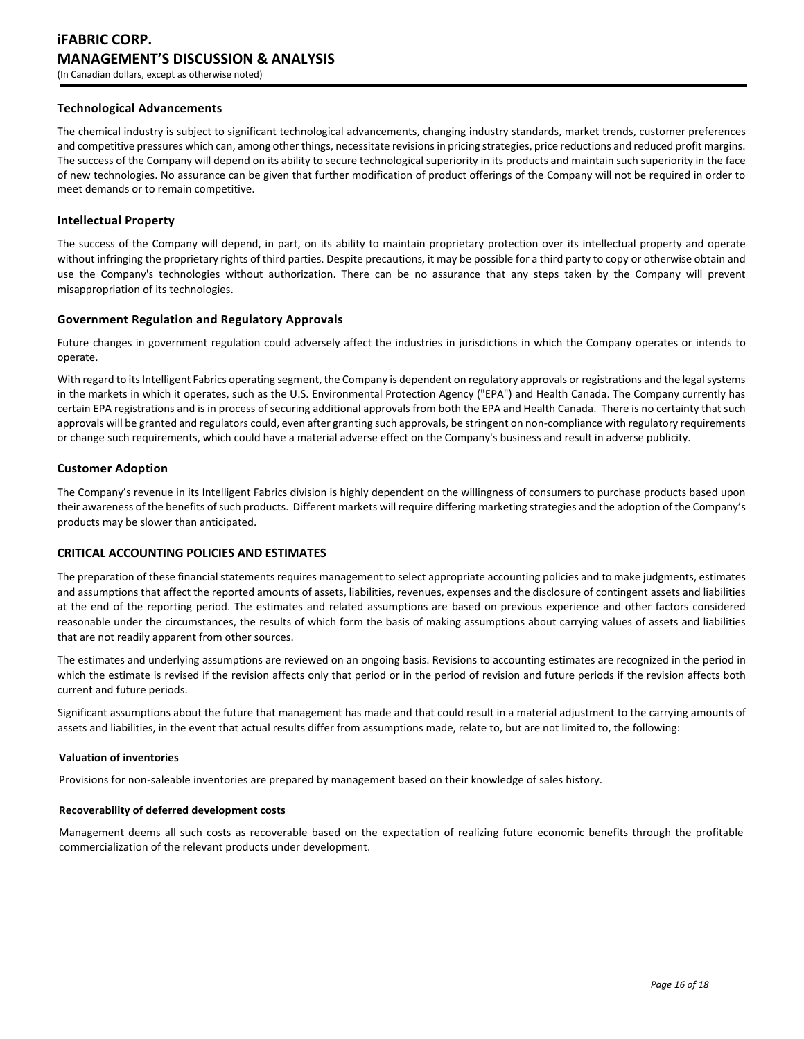### Technological Advancements

The chemical industry is subject to significant technological advancements, changing industry standards, market trends, customer preferences and competitive pressures which can, among other things, necessitate revisions in pricing strategies, price reductions and reduced profit margins. The success of the Company will depend on its ability to secure technological superiority in its products and maintain such superiority in the face of new technologies. No assurance can be given that further modification of product offerings of the Company will not be required in order to meet demands or to remain competitive.

### Intellectual Property

The success of the Company will depend, in part, on its ability to maintain proprietary protection over its intellectual property and operate without infringing the proprietary rights of third parties. Despite precautions, it may be possible for a third party to copy or otherwise obtain and use the Company's technologies without authorization. There can be no assurance that any steps taken by the Company will prevent misappropriation of its technologies.

### Government Regulation and Regulatory Approvals

Future changes in government regulation could adversely affect the industries in jurisdictions in which the Company operates or intends to operate.

With regard to its Intelligent Fabrics operating segment, the Company is dependent on regulatory approvals or registrations and the legal systems in the markets in which it operates, such as the U.S. Environmental Protection Agency ("EPA") and Health Canada. The Company currently has certain EPA registrations and is in process of securing additional approvals from both the EPA and Health Canada. There is no certainty that such approvals will be granted and regulators could, even after granting such approvals, be stringent on non-compliance with regulatory requirements or change such requirements, which could have a material adverse effect on the Company's business and result in adverse publicity.

### Customer Adoption

The Company's revenue in its Intelligent Fabrics division is highly dependent on the willingness of consumers to purchase products based upon their awareness of the benefits of such products. Different markets will require differing marketing strategies and the adoption of the Company's products may be slower than anticipated.

## CRITICAL ACCOUNTING POLICIES AND ESTIMATES

The preparation of these financial statements requires management to select appropriate accounting policies and to make judgments, estimates and assumptions that affect the reported amounts of assets, liabilities, revenues, expenses and the disclosure of contingent assets and liabilities at the end of the reporting period. The estimates and related assumptions are based on previous experience and other factors considered reasonable under the circumstances, the results of which form the basis of making assumptions about carrying values of assets and liabilities that are not readily apparent from other sources.

The estimates and underlying assumptions are reviewed on an ongoing basis. Revisions to accounting estimates are recognized in the period in which the estimate is revised if the revision affects only that period or in the period of revision and future periods if the revision affects both current and future periods.

Significant assumptions about the future that management has made and that could result in a material adjustment to the carrying amounts of assets and liabilities, in the event that actual results differ from assumptions made, relate to, but are not limited to, the following:

#### Valuation of inventories

Provisions for non-saleable inventories are prepared by management based on their knowledge of sales history.

#### Recoverability of deferred development costs

Management deems all such costs as recoverable based on the expectation of realizing future economic benefits through the profitable commercialization of the relevant products under development.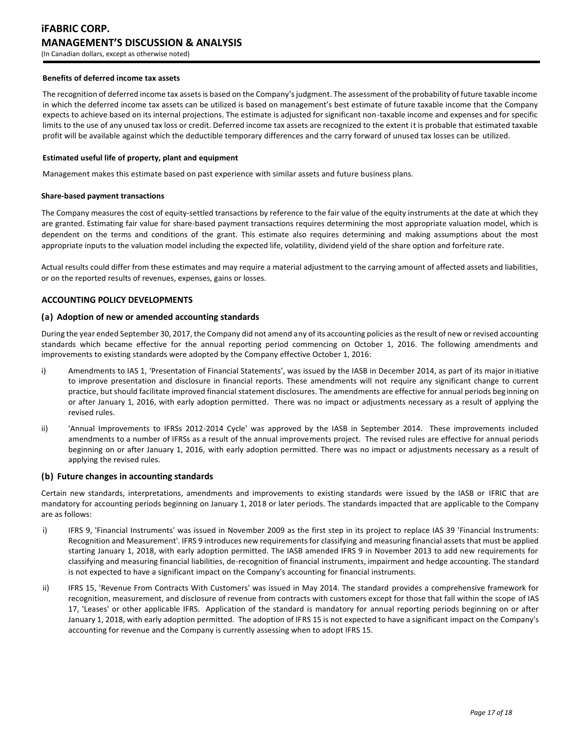**Benefits of deferred income tax assets**

The recognition of deferred income tax assets is based on the Company's judgment. The assessment of the probability of future taxable income in which the deferred income tax assets can be utilized is based on management's best estimate of future taxable income that the Company expects to achieve based on its internal projections. The estimate is adjusted for significant non-taxable income and expenses and for specific limits to the use of any unused tax loss or credit. Deferred income tax assets are recognized to the extent it is probable that estimated taxable profit will be available against which the deductible temporary differences and the carry forward of unused tax losses can be utilized.

**Estimated useful life of property, plant and equipment**

Management makes this estimate based on past experience with similar assets and future business plans.

**Share-based payment transactions**

The Company measures the cost of equity-settled transactions by reference to the fair value of the equity instruments at the date at which they are granted. Estimating fair value for share-based payment transactions requires determining the most appropriate valuation model, which is dependent on the terms and conditions of the grant. This estimate also requires determining and making assumptions about the most appropriate inputs to the valuation model including the expected life, volatility, dividend yield of the share option and forfeiture rate.

Actual results could differ from these estimates and may require a material adjustment to the carrying amount of affected assets and liabilities, or on the reported results of revenues, expenses, gains or losses.

## ACCOUNTING POLICY DEVELOPMENTS

### (a) Adoption of new or amended accounting standards

During the year ended September 30, 2017, the Company did not amend any of its accounting policies as the result of new or revised accounting standards which became effective for the annual reporting period commencing on October 1, 2016. The following amendments and improvements to existing standards were adopted by the Company effective October 1, 2016:

i) Amendments to IAS 1, 'Presentation of Financial Statements', was issued by the IASB in December 2014, as part of its major initiative to improve presentation and disclosure in financial reports. These amendments will not require any significant change to current practice, but should facilitate improved financial statement disclosures. The amendments are effective for annual periods beginning on or after January 1, 2016, with early adoption permitted. There was no impact or adjustments necessary as a result of applying the revised rules.

ii) 'Annual Improvements to IFRSs 2012-2014 Cycle' was approved by the IASB in September 2014. These improvements included amendments to a number of IFRSs as a result of the annual improvements project. The revised rules are effective for annual periods beginning on or after January 1, 2016, with early adoption permitted. There was no impact or adjustments necessary as a result of applying the revised rules.

### (b) Future changes in accounting standards

Certain new standards, interpretations, amendments and improvements to existing standards were issued by the IASB or IFRIC that are mandatory for accounting periods beginning on January 1, 2018 or later periods. The standards impacted that are applicable to the Company are as follows:

i) IFRS 9, 'Financial Instruments' was issued in November 2009 as the first step in its project to replace IAS 39 'Financial Instruments: Recognition and Measurement'. IFRS 9 introduces new requirements for classifying and measuring financial assets that must be applied starting January 1, 2018, with early adoption permitted. The IASB amended IFRS 9 in November 2013 to add new requirements for classifying and measuring financial liabilities, de-recognition of financial instruments, impairment and hedge accounting. The standard is not expected to have a significant impact on the Company's accounting for financial instruments.

ii) IFRS 15, 'Revenue From Contracts With Customers' was issued in May 2014. The standard provides a comprehensive framework for recognition, measurement, and disclosure of revenue from contracts with customers except for those that fall within the scope of IAS 17, 'Leases' or other applicable IFRS. Application of the standard is mandatory for annual reporting periods beginning on or after January 1, 2018, with early adoption permitted. The adoption of IFRS 15 is not expected to have a significant impact on the Company's accounting for revenue and the Company is currently assessing when to adopt IFRS 15.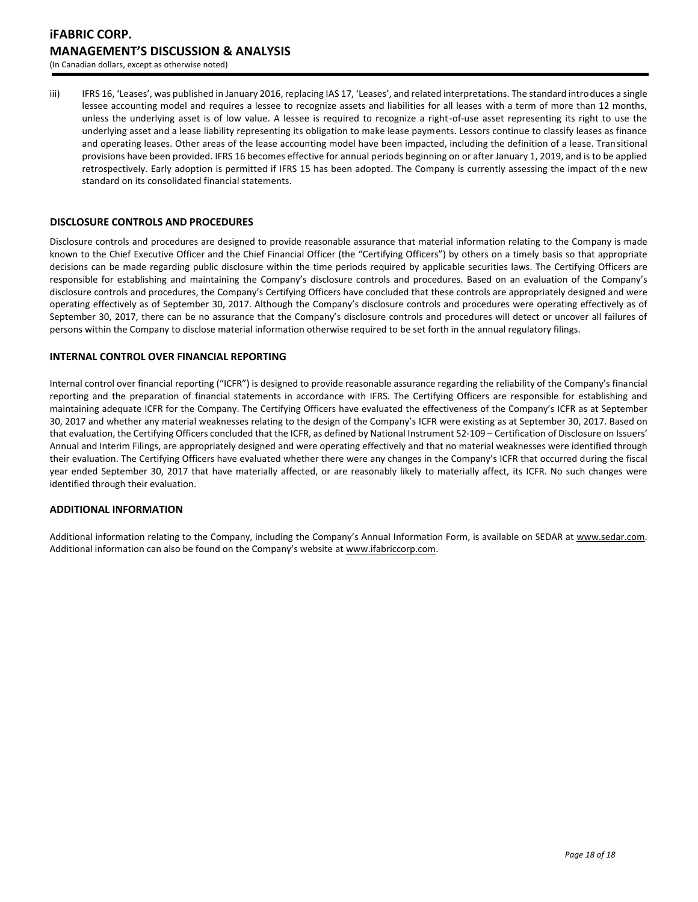iii) IFRS 16, 'Leases', was published in January 2016, replacing IAS 17, 'Leases', and related interpretations. The standard introduces a single lessee accounting model and requires a lessee to recognize assets and liabilities for all leases with a term of more than 12 months, unless the underlying asset is of low value. A lessee is required to recognize a right-of-use asset representing its right to use the underlying asset and a lease liability representing its obligation to make lease payments. Lessors continue to classify leases as finance and operating leases. Other areas of the lease accounting model have been impacted, including the definition of a lease. Transitional provisions have been provided. IFRS 16 becomes effective for annual periods beginning on or after January 1, 2019, and is to be applied retrospectively. Early adoption is permitted if IFRS 15 has been adopted. The Company is currently assessing the impact of the new standard on its consolidated financial statements.

## DISCLOSURE CONTROLS AND PROCEDURES

Disclosure controls and procedures are designed to provide reasonable assurance that material information relating to the Company is made known to the Chief Executive Officer and the Chief Financial Officer (the "Certifying Officers") by others on a timely basis so that appropriate decisions can be made regarding public disclosure within the time periods required by applicable securities laws. The Certifying Officers are responsible for establishing and maintaining the Company's disclosure controls and procedures. Based on an evaluation of the Company's disclosure controls and procedures, the Company's Certifying Officers have concluded that these controls are appropriately designed and were operating effectively as of September 30, 2017. Although the Company's disclosure controls and procedures were operating effectively as of September 30, 2017, there can be no assurance that the Company's disclosure controls and procedures will detect or uncover all failures of persons within the Company to disclose material information otherwise required to be set forth in the annual regulatory filings.

## INTERNAL CONTROL OVER FINANCIAL REPORTING

Internal control over financial reporting ("ICFR") is designed to provide reasonable assurance regarding the reliability of the Company's financial reporting and the preparation of financial statements in accordance with IFRS. The Certifying Officers are responsible for establishing and maintaining adequate ICFR for the Company. The Certifying Officers have evaluated the effectiveness of the Company's ICFR as at September 30, 2017 and whether any material weaknesses relating to the design of the Company's ICFR were existing as at September 30, 2017. Based on that evaluation, the Certifying Officers concluded that the ICFR, as defined by National Instrument 52-109 – Certification of Disclosure on Issuers' Annual and Interim Filings, are appropriately designed and were operating effectively and that no material weaknesses were identified through their evaluation. The Certifying Officers have evaluated whether there were any changes in the Company's ICFR that occurred during the fiscal year ended September 30, 2017 that have materially affected, or are reasonably likely to materially affect, its ICFR. No such changes were identified through their evaluation.

## ADDITIONAL INFORMATION

Additional information relating to the Company, including the Company's Annual Information Form, is available on SEDAR at www.sedar.com. Additional information can also be found on the Company's website at www.ifabriccorp.com.